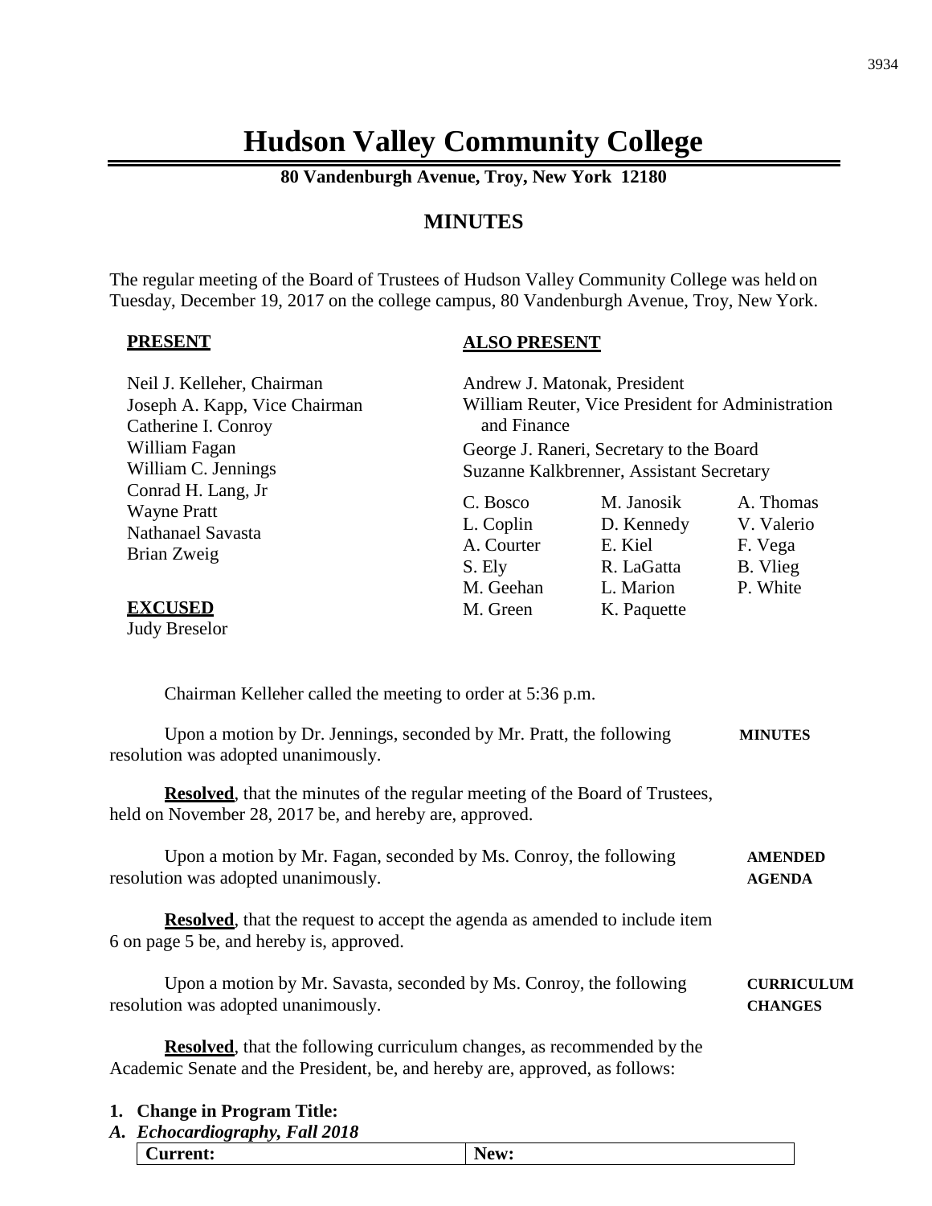# Hudson Valley Community College

**80 Vandenburgh Avenue, Troy, New York 12180**

## MINUTES

The regular meeting of the Board of Trustees of Hudson Valley Community College was held on Tuesday, December 19, 2017 on the college campus, 80 Vandenburgh Avenue, Troy, New York.

**PRESENT**

Neil J. Kelleher, Chairman
Joseph A. Kapp, Vice Chairman
Catherine I. Conroy
William Fagan
William C. Jennings
Conrad H. Lang, Jr
Wayne Pratt
Nathanael Savasta
Brian Zweig

**EXCUSED**

Judy Breselor

**ALSO PRESENT**

Andrew J. Matonak, President
William Reuter, Vice President for Administration and Finance
George J. Raneri, Secretary to the Board
Suzanne Kalkbrenner, Assistant Secretary

C. Bosco, L. Coplin, A. Courter, S. Ely, M. Geehan, M. Green, M. Janosik, D. Kennedy, E. Kiel, R. LaGatta, L. Marion, K. Paquette, A. Thomas, V. Valerio, F. Vega, B. Vlieg, P. White

Chairman Kelleher called the meeting to order at 5:36 p.m.

**MINUTES**

Upon a motion by Dr. Jennings, seconded by Mr. Pratt, the following resolution was adopted unanimously.

**Resolved**, that the minutes of the regular meeting of the Board of Trustees, held on November 28, 2017 be, and hereby are, approved.

**AMENDED AGENDA**

Upon a motion by Mr. Fagan, seconded by Ms. Conroy, the following resolution was adopted unanimously.

**Resolved**, that the request to accept the agenda as amended to include item 6 on page 5 be, and hereby is, approved.

**CURRICULUM CHANGES**

Upon a motion by Mr. Savasta, seconded by Ms. Conroy, the following resolution was adopted unanimously.

**Resolved**, that the following curriculum changes, as recommended by the Academic Senate and the President, be, and hereby are, approved, as follows:

**1. Change in Program Title:**

***A. Echocardiography, Fall 2018***

| Current: | New: |
|---|---|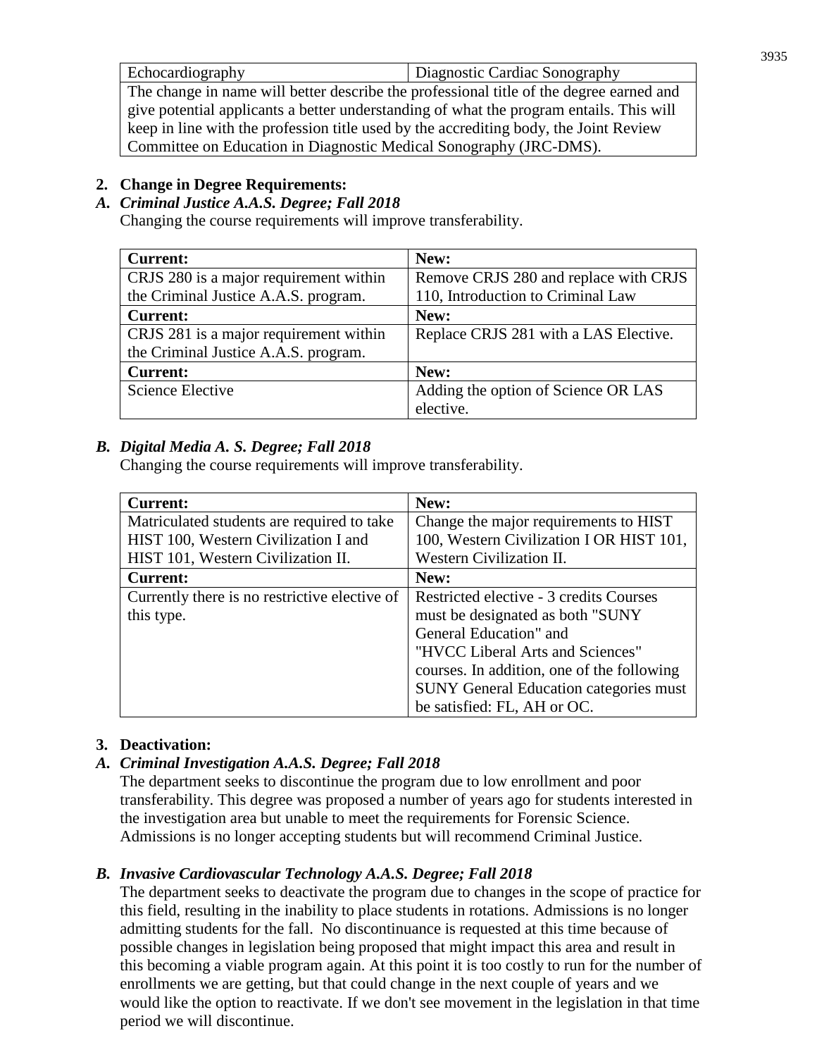| Echocardiography | Diagnostic Cardiac Sonography |
|---|---|
| The change in name will better describe the professional title of the degree earned and give potential applicants a better understanding of what the program entails. This will keep in line with the profession title used by the accrediting body, the Joint Review Committee on Education in Diagnostic Medical Sonography (JRC-DMS). | |

**2. Change in Degree Requirements:**

***A. Criminal Justice A.A.S. Degree; Fall 2018***

Changing the course requirements will improve transferability.

| **Current:** | **New:** |
|---|---|
| CRJS 280 is a major requirement within the Criminal Justice A.A.S. program. | Remove CRJS 280 and replace with CRJS 110, Introduction to Criminal Law |
| **Current:** | **New:** |
| CRJS 281 is a major requirement within the Criminal Justice A.A.S. program. | Replace CRJS 281 with a LAS Elective. |
| **Current:** | **New:** |
| Science Elective | Adding the option of Science OR LAS elective. |

***B. Digital Media A. S. Degree; Fall 2018***

Changing the course requirements will improve transferability.

| **Current:** | **New:** |
|---|---|
| Matriculated students are required to take HIST 100, Western Civilization I and HIST 101, Western Civilization II. | Change the major requirements to HIST 100, Western Civilization I OR HIST 101, Western Civilization II. |
| **Current:** | **New:** |
| Currently there is no restrictive elective of this type. | Restricted elective - 3 credits Courses must be designated as both "SUNY General Education" and "HVCC Liberal Arts and Sciences" courses. In addition, one of the following SUNY General Education categories must be satisfied: FL, AH or OC. |

**3. Deactivation:**

***A. Criminal Investigation A.A.S. Degree; Fall 2018***

The department seeks to discontinue the program due to low enrollment and poor transferability. This degree was proposed a number of years ago for students interested in the investigation area but unable to meet the requirements for Forensic Science. Admissions is no longer accepting students but will recommend Criminal Justice.

***B. Invasive Cardiovascular Technology A.A.S. Degree; Fall 2018***

The department seeks to deactivate the program due to changes in the scope of practice for this field, resulting in the inability to place students in rotations. Admissions is no longer admitting students for the fall. No discontinuance is requested at this time because of possible changes in legislation being proposed that might impact this area and result in this becoming a viable program again. At this point it is too costly to run for the number of enrollments we are getting, but that could change in the next couple of years and we would like the option to reactivate. If we don't see movement in the legislation in that time period we will discontinue.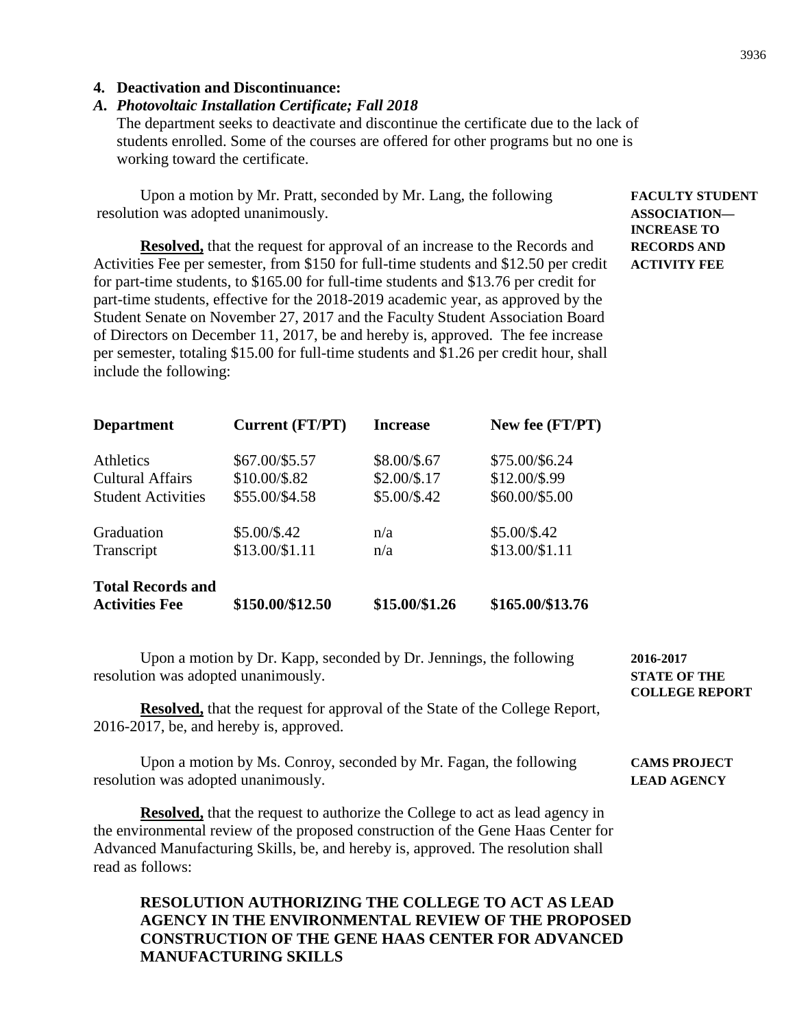**4. Deactivation and Discontinuance:**

***A. Photovoltaic Installation Certificate; Fall 2018***

The department seeks to deactivate and discontinue the certificate due to the lack of students enrolled. Some of the courses are offered for other programs but no one is working toward the certificate.

**FACULTY STUDENT ASSOCIATION— INCREASE TO RECORDS AND ACTIVITY FEE**

Upon a motion by Mr. Pratt, seconded by Mr. Lang, the following resolution was adopted unanimously.

**Resolved,** that the request for approval of an increase to the Records and Activities Fee per semester, from $150 for full-time students and $12.50 per credit for part-time students, to $165.00 for full-time students and $13.76 per credit for part-time students, effective for the 2018-2019 academic year, as approved by the Student Senate on November 27, 2017 and the Faculty Student Association Board of Directors on December 11, 2017, be and hereby is, approved. The fee increase per semester, totaling $15.00 for full-time students and $1.26 per credit hour, shall include the following:

| Department | Current (FT/PT) | Increase | New fee (FT/PT) |
|---|---|---|---|
| Athletics | $67.00/$5.57 | $8.00/$.67 | $75.00/$6.24 |
| Cultural Affairs | $10.00/$.82 | $2.00/$.17 | $12.00/$.99 |
| Student Activities | $55.00/$4.58 | $5.00/$.42 | $60.00/$5.00 |
| Graduation | $5.00/$.42 | n/a | $5.00/$.42 |
| Transcript | $13.00/$1.11 | n/a | $13.00/$1.11 |
| **Total Records and Activities Fee** | **$150.00/$12.50** | **$15.00/$1.26** | **$165.00/$13.76** |

**2016-2017 STATE OF THE COLLEGE REPORT**

Upon a motion by Dr. Kapp, seconded by Dr. Jennings, the following resolution was adopted unanimously.

**Resolved,** that the request for approval of the State of the College Report, 2016-2017, be, and hereby is, approved.

**CAMS PROJECT LEAD AGENCY**

Upon a motion by Ms. Conroy, seconded by Mr. Fagan, the following resolution was adopted unanimously.

**Resolved,** that the request to authorize the College to act as lead agency in the environmental review of the proposed construction of the Gene Haas Center for Advanced Manufacturing Skills, be, and hereby is, approved. The resolution shall read as follows:

**RESOLUTION AUTHORIZING THE COLLEGE TO ACT AS LEAD AGENCY IN THE ENVIRONMENTAL REVIEW OF THE PROPOSED CONSTRUCTION OF THE GENE HAAS CENTER FOR ADVANCED MANUFACTURING SKILLS**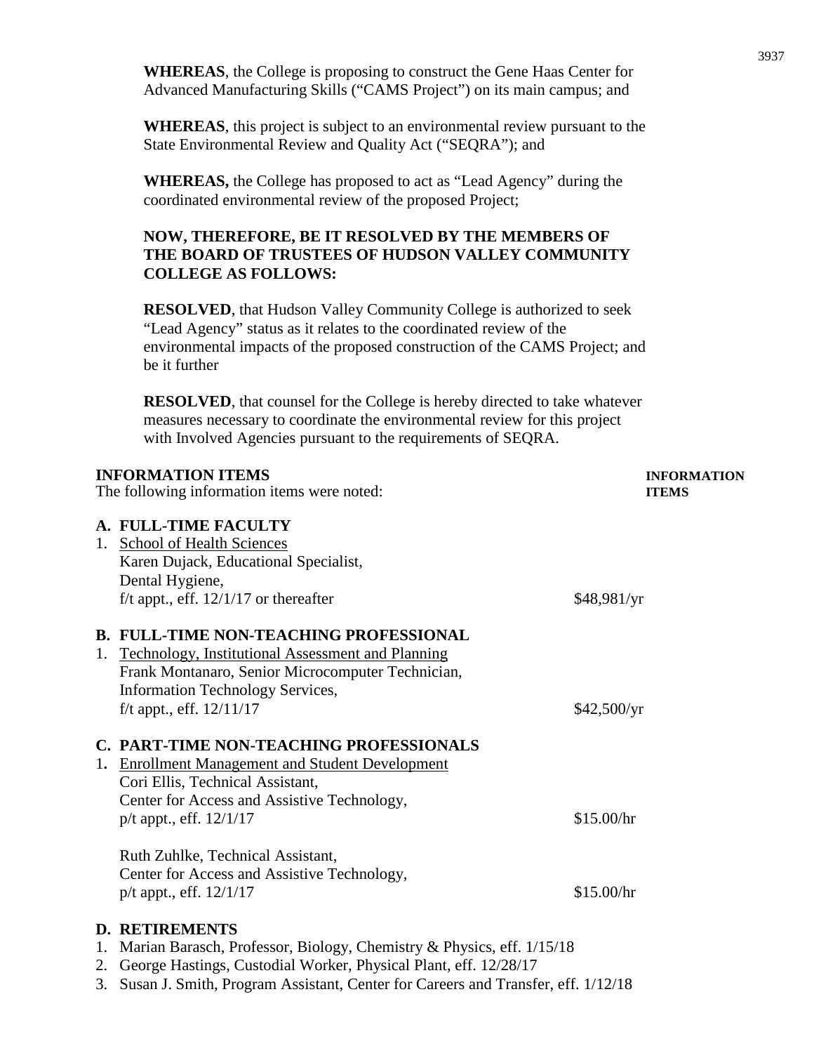**WHEREAS**, the College is proposing to construct the Gene Haas Center for Advanced Manufacturing Skills ("CAMS Project") on its main campus; and

**WHEREAS**, this project is subject to an environmental review pursuant to the State Environmental Review and Quality Act ("SEQRA"); and

**WHEREAS,** the College has proposed to act as "Lead Agency" during the coordinated environmental review of the proposed Project;

**NOW, THEREFORE, BE IT RESOLVED BY THE MEMBERS OF THE BOARD OF TRUSTEES OF HUDSON VALLEY COMMUNITY COLLEGE AS FOLLOWS:**

**RESOLVED**, that Hudson Valley Community College is authorized to seek "Lead Agency" status as it relates to the coordinated review of the environmental impacts of the proposed construction of the CAMS Project; and be it further

**RESOLVED**, that counsel for the College is hereby directed to take whatever measures necessary to coordinate the environmental review for this project with Involved Agencies pursuant to the requirements of SEQRA.

**INFORMATION ITEMS** — **INFORMATION ITEMS**

The following information items were noted:

**A. FULL-TIME FACULTY**

1. School of Health Sciences
   Karen Dujack, Educational Specialist,
   Dental Hygiene,
   f/t appt., eff. 12/1/17 or thereafter — $48,981/yr

**B. FULL-TIME NON-TEACHING PROFESSIONAL**

1. Technology, Institutional Assessment and Planning
   Frank Montanaro, Senior Microcomputer Technician,
   Information Technology Services,
   f/t appt., eff. 12/11/17 — $42,500/yr

**C. PART-TIME NON-TEACHING PROFESSIONALS**

1. Enrollment Management and Student Development
   Cori Ellis, Technical Assistant,
   Center for Access and Assistive Technology,
   p/t appt., eff. 12/1/17 — $15.00/hr

   Ruth Zuhlke, Technical Assistant,
   Center for Access and Assistive Technology,
   p/t appt., eff. 12/1/17 — $15.00/hr

**D. RETIREMENTS**

1. Marian Barasch, Professor, Biology, Chemistry & Physics, eff. 1/15/18
2. George Hastings, Custodial Worker, Physical Plant, eff. 12/28/17
3. Susan J. Smith, Program Assistant, Center for Careers and Transfer, eff. 1/12/18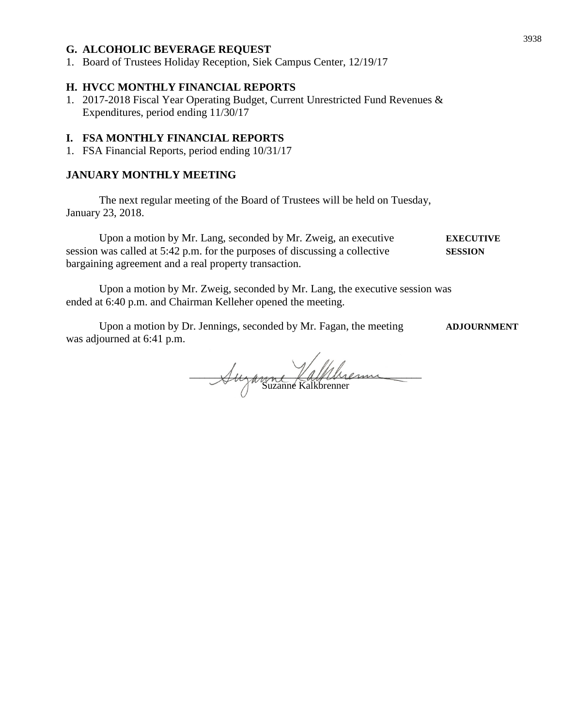**G. ALCOHOLIC BEVERAGE REQUEST**

1. Board of Trustees Holiday Reception, Siek Campus Center, 12/19/17

**H. HVCC MONTHLY FINANCIAL REPORTS**

1. 2017-2018 Fiscal Year Operating Budget, Current Unrestricted Fund Revenues & Expenditures, period ending 11/30/17

**I. FSA MONTHLY FINANCIAL REPORTS**

1. FSA Financial Reports, period ending 10/31/17

**JANUARY MONTHLY MEETING**

The next regular meeting of the Board of Trustees will be held on Tuesday, January 23, 2018.

**EXECUTIVE SESSION**

Upon a motion by Mr. Lang, seconded by Mr. Zweig, an executive session was called at 5:42 p.m. for the purposes of discussing a collective bargaining agreement and a real property transaction.

Upon a motion by Mr. Zweig, seconded by Mr. Lang, the executive session was ended at 6:40 p.m. and Chairman Kelleher opened the meeting.

**ADJOURNMENT**

Upon a motion by Dr. Jennings, seconded by Mr. Fagan, the meeting was adjourned at 6:41 p.m.

Suzanne Kalkbrenner